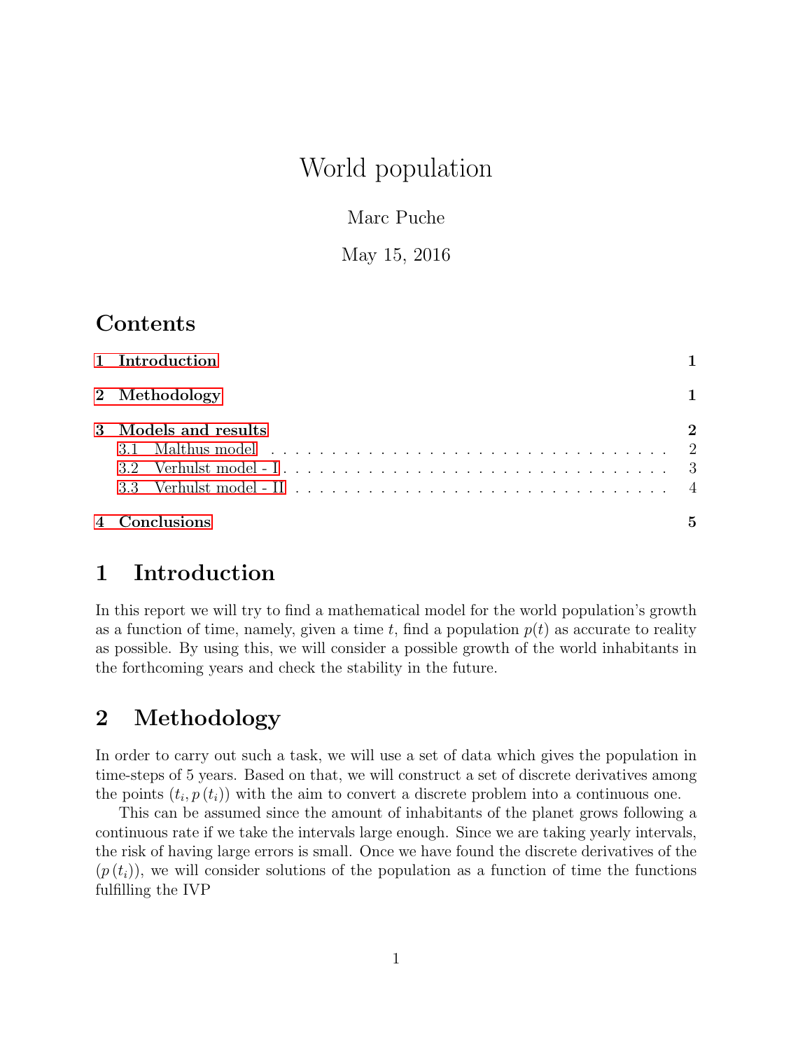# World population

Marc Puche

May 15, 2016

## Contents

1 Introduction — 1

2 Methodology — 1

3 Models and results — 2
- 3.1 Malthus model — 2
- 3.2 Verhulst model - I — 3
- 3.3 Verhulst model - II — 4

4 Conclusions — 5

## 1 Introduction

In this report we will try to find a mathematical model for the world population's growth as a function of time, namely, given a time $t$, find a population $p(t)$ as accurate to reality as possible. By using this, we will consider a possible growth of the world inhabitants in the forthcoming years and check the stability in the future.

## 2 Methodology

In order to carry out such a task, we will use a set of data which gives the population in time-steps of 5 years. Based on that, we will construct a set of discrete derivatives among the points $(t_i, p(t_i))$ with the aim to convert a discrete problem into a continuous one.

This can be assumed since the amount of inhabitants of the planet grows following a continuous rate if we take the intervals large enough. Since we are taking yearly intervals, the risk of having large errors is small. Once we have found the discrete derivatives of the $(p(t_i))$, we will consider solutions of the population as a function of time the functions fulfilling the IVP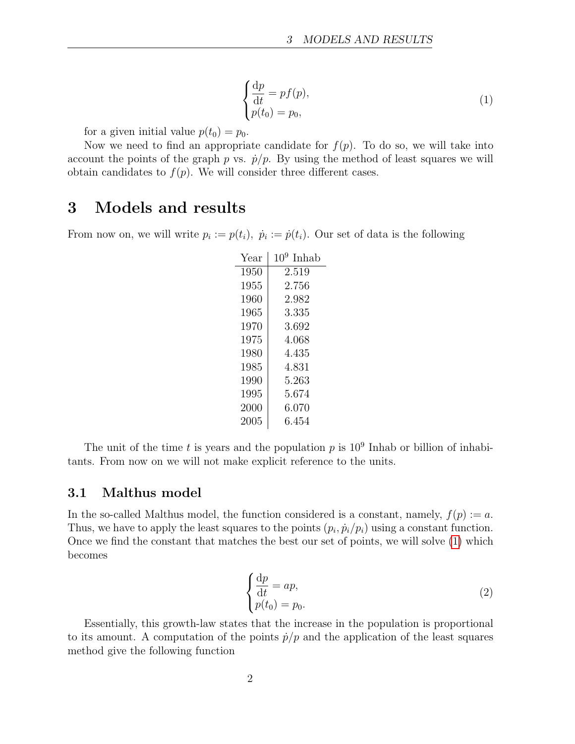$$
\begin{cases}
\dfrac{\mathrm{d}p}{\mathrm{d}t} = pf(p), \\
p(t_0) = p_0,
\end{cases}
\tag{1}
$$

for a given initial value $p(t_0) = p_0$.

Now we need to find an appropriate candidate for $f(p)$. To do so, we will take into account the points of the graph $p$ vs. $\dot{p}/p$. By using the method of least squares we will obtain candidates to $f(p)$. We will consider three different cases.

# 3 Models and results

From now on, we will write $p_i := p(t_i)$, $\dot{p}_i := \dot{p}(t_i)$. Our set of data is the following

| Year | $10^9$ Inhab |
|---|---|
| 1950 | 2.519 |
| 1955 | 2.756 |
| 1960 | 2.982 |
| 1965 | 3.335 |
| 1970 | 3.692 |
| 1975 | 4.068 |
| 1980 | 4.435 |
| 1985 | 4.831 |
| 1990 | 5.263 |
| 1995 | 5.674 |
| 2000 | 6.070 |
| 2005 | 6.454 |

The unit of the time $t$ is years and the population $p$ is $10^9$ Inhab or billion of inhabitants. From now on we will not make explicit reference to the units.

## 3.1 Malthus model

In the so-called Malthus model, the function considered is a constant, namely, $f(p) := a$. Thus, we have to apply the least squares to the points $(p_i, \dot{p}_i/p_i)$ using a constant function. Once we find the constant that matches the best our set of points, we will solve (1) which becomes

$$
\begin{cases}
\dfrac{\mathrm{d}p}{\mathrm{d}t} = ap, \\
p(t_0) = p_0.
\end{cases}
\tag{2}
$$

Essentially, this growth-law states that the increase in the population is proportional to its amount. A computation of the points $\dot{p}/p$ and the application of the least squares method give the following function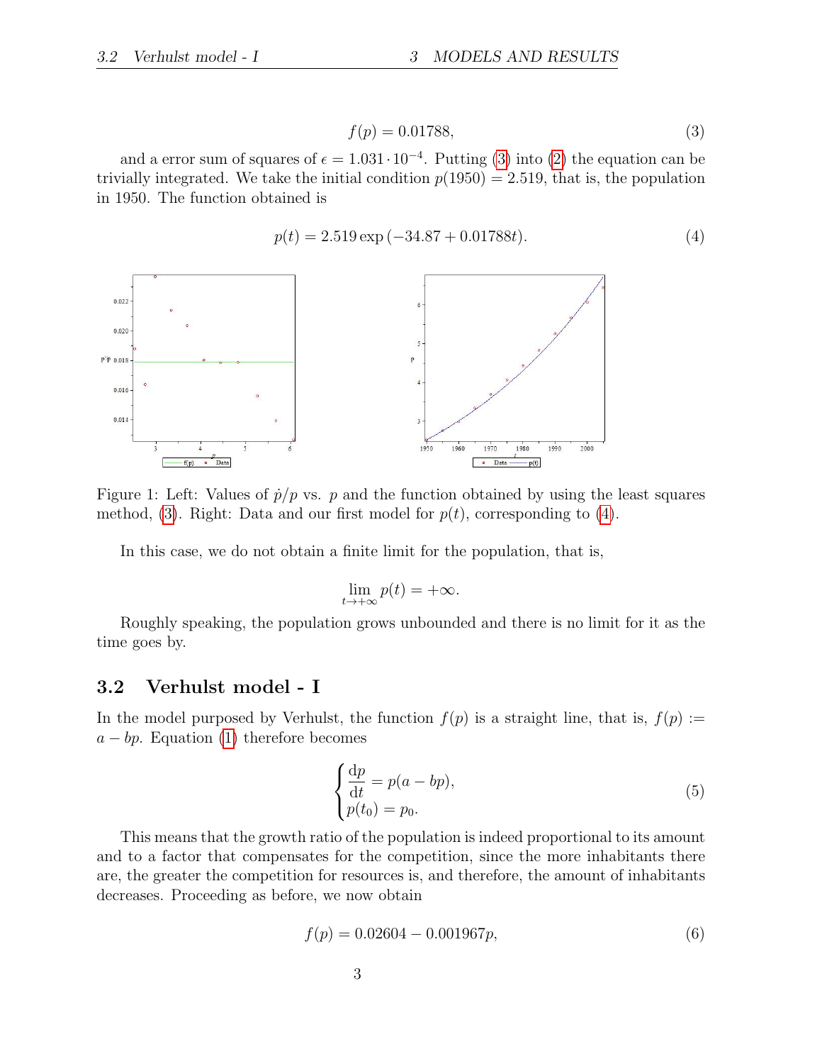$$f(p) = 0.01788, \tag{3}$$

and a error sum of squares of $\epsilon = 1.031 \cdot 10^{-4}$. Putting (3) into (2) the equation can be trivially integrated. We take the initial condition $p(1950) = 2.519$, that is, the population in 1950. The function obtained is

$$p(t) = 2.519 \exp(-34.87 + 0.01788t). \tag{4}$$

Figure 1: Left: Values of $\dot{p}/p$ vs. $p$ and the function obtained by using the least squares method, (3). Right: Data and our first model for $p(t)$, corresponding to (4).

In this case, we do not obtain a finite limit for the population, that is,

$$\lim_{t \to +\infty} p(t) = +\infty.$$

Roughly speaking, the population grows unbounded and there is no limit for it as the time goes by.

## 3.2 Verhulst model - I

In the model purposed by Verhulst, the function $f(p)$ is a straight line, that is, $f(p) := a - bp$. Equation (1) therefore becomes

$$\begin{cases} \dfrac{\mathrm{d}p}{\mathrm{d}t} = p(a - bp), \\ p(t_0) = p_0. \end{cases} \tag{5}$$

This means that the growth ratio of the population is indeed proportional to its amount and to a factor that compensates for the competition, since the more inhabitants there are, the greater the competition for resources is, and therefore, the amount of inhabitants decreases. Proceeding as before, we now obtain

$$f(p) = 0.02604 - 0.001967p, \tag{6}$$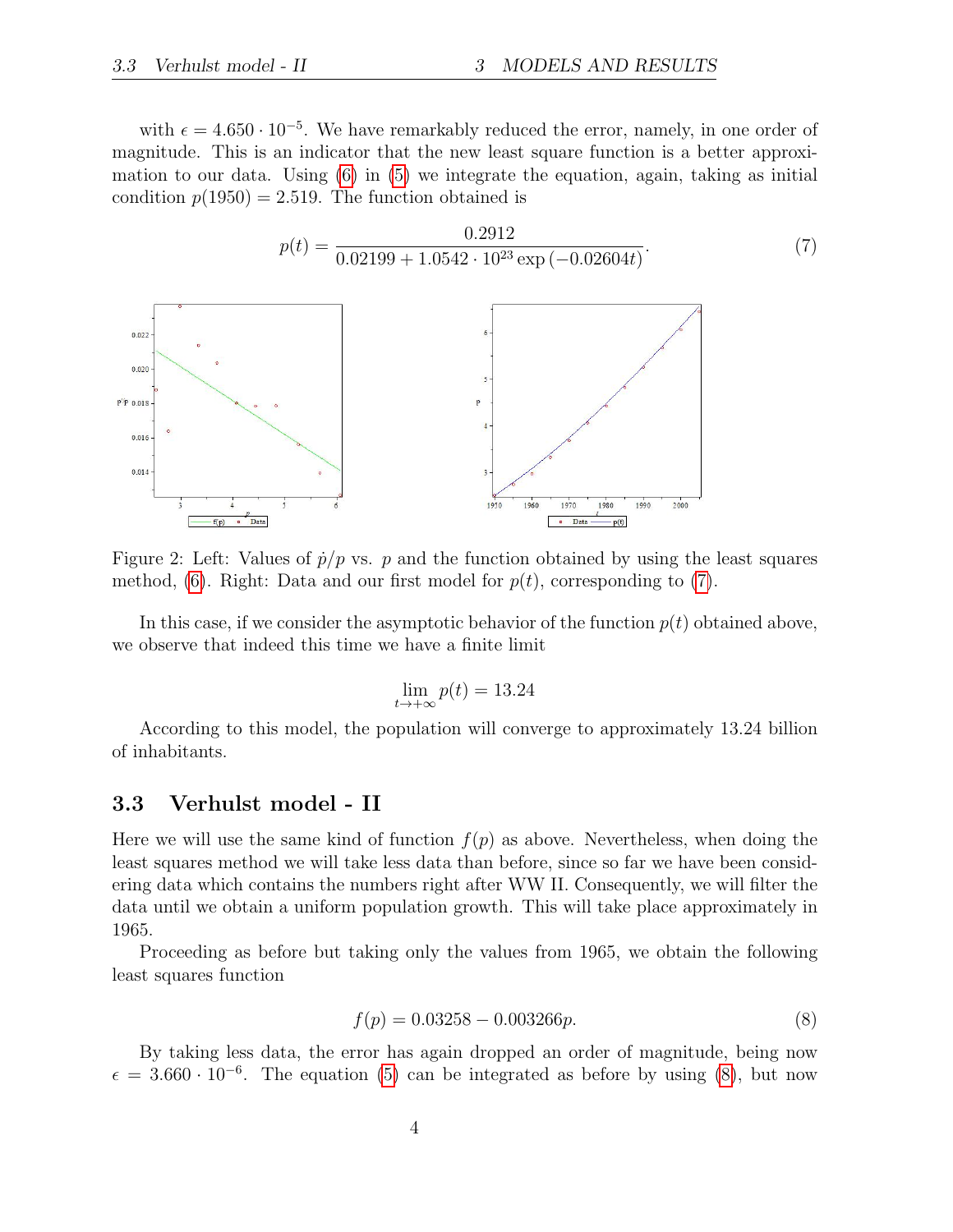with $\epsilon = 4.650 \cdot 10^{-5}$. We have remarkably reduced the error, namely, in one order of magnitude. This is an indicator that the new least square function is a better approximation to our data. Using (6) in (5) we integrate the equation, again, taking as initial condition $p(1950) = 2.519$. The function obtained is

$$p(t) = \frac{0.2912}{0.02199 + 1.0542 \cdot 10^{23} \exp(-0.02604t)}. \tag{7}$$

Figure 2: Left: Values of $\dot{p}/p$ vs. $p$ and the function obtained by using the least squares method, (6). Right: Data and our first model for $p(t)$, corresponding to (7).

In this case, if we consider the asymptotic behavior of the function $p(t)$ obtained above, we observe that indeed this time we have a finite limit

$$\lim_{t \to +\infty} p(t) = 13.24$$

According to this model, the population will converge to approximately 13.24 billion of inhabitants.

## 3.3 Verhulst model - II

Here we will use the same kind of function $f(p)$ as above. Nevertheless, when doing the least squares method we will take less data than before, since so far we have been considering data which contains the numbers right after WW II. Consequently, we will filter the data until we obtain a uniform population growth. This will take place approximately in 1965.

Proceeding as before but taking only the values from 1965, we obtain the following least squares function

$$f(p) = 0.03258 - 0.003266p. \tag{8}$$

By taking less data, the error has again dropped an order of magnitude, being now $\epsilon = 3.660 \cdot 10^{-6}$. The equation (5) can be integrated as before by using (8), but now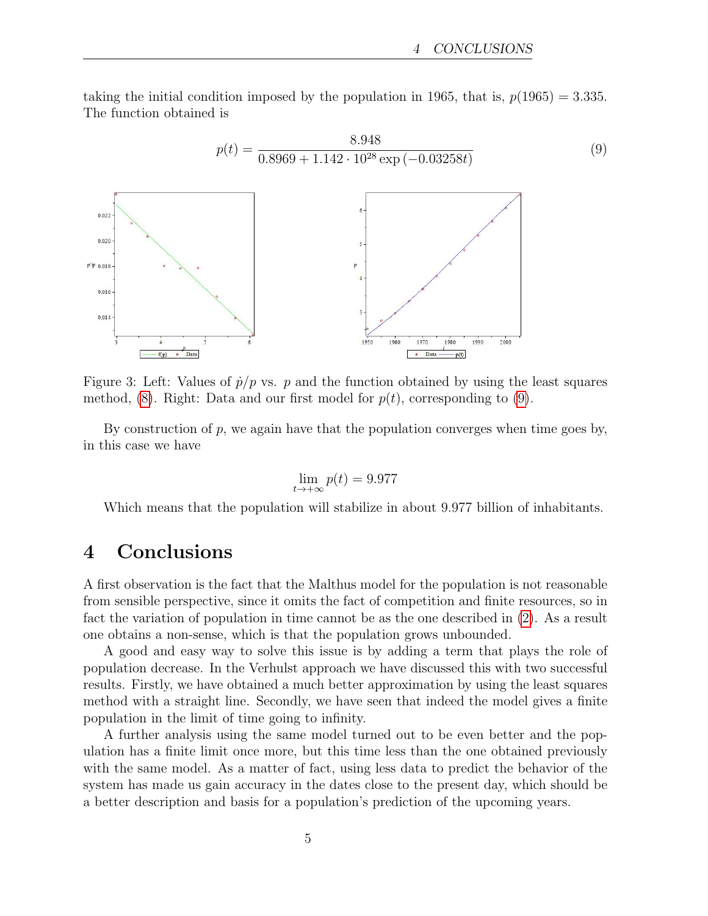taking the initial condition imposed by the population in 1965, that is, $p(1965) = 3.335$. The function obtained is

$$p(t) = \frac{8.948}{0.8969 + 1.142 \cdot 10^{28} \exp(-0.03258t)} \tag{9}$$

Figure 3: Left: Values of $\dot{p}/p$ vs. $p$ and the function obtained by using the least squares method, (8). Right: Data and our first model for $p(t)$, corresponding to (9).

By construction of $p$, we again have that the population converges when time goes by, in this case we have

$$\lim_{t \to +\infty} p(t) = 9.977$$

Which means that the population will stabilize in about 9.977 billion of inhabitants.

# 4 Conclusions

A first observation is the fact that the Malthus model for the population is not reasonable from sensible perspective, since it omits the fact of competition and finite resources, so in fact the variation of population in time cannot be as the one described in (2). As a result one obtains a non-sense, which is that the population grows unbounded.

A good and easy way to solve this issue is by adding a term that plays the role of population decrease. In the Verhulst approach we have discussed this with two successful results. Firstly, we have obtained a much better approximation by using the least squares method with a straight line. Secondly, we have seen that indeed the model gives a finite population in the limit of time going to infinity.

A further analysis using the same model turned out to be even better and the population has a finite limit once more, but this time less than the one obtained previously with the same model. As a matter of fact, using less data to predict the behavior of the system has made us gain accuracy in the dates close to the present day, which should be a better description and basis for a population's prediction of the upcoming years.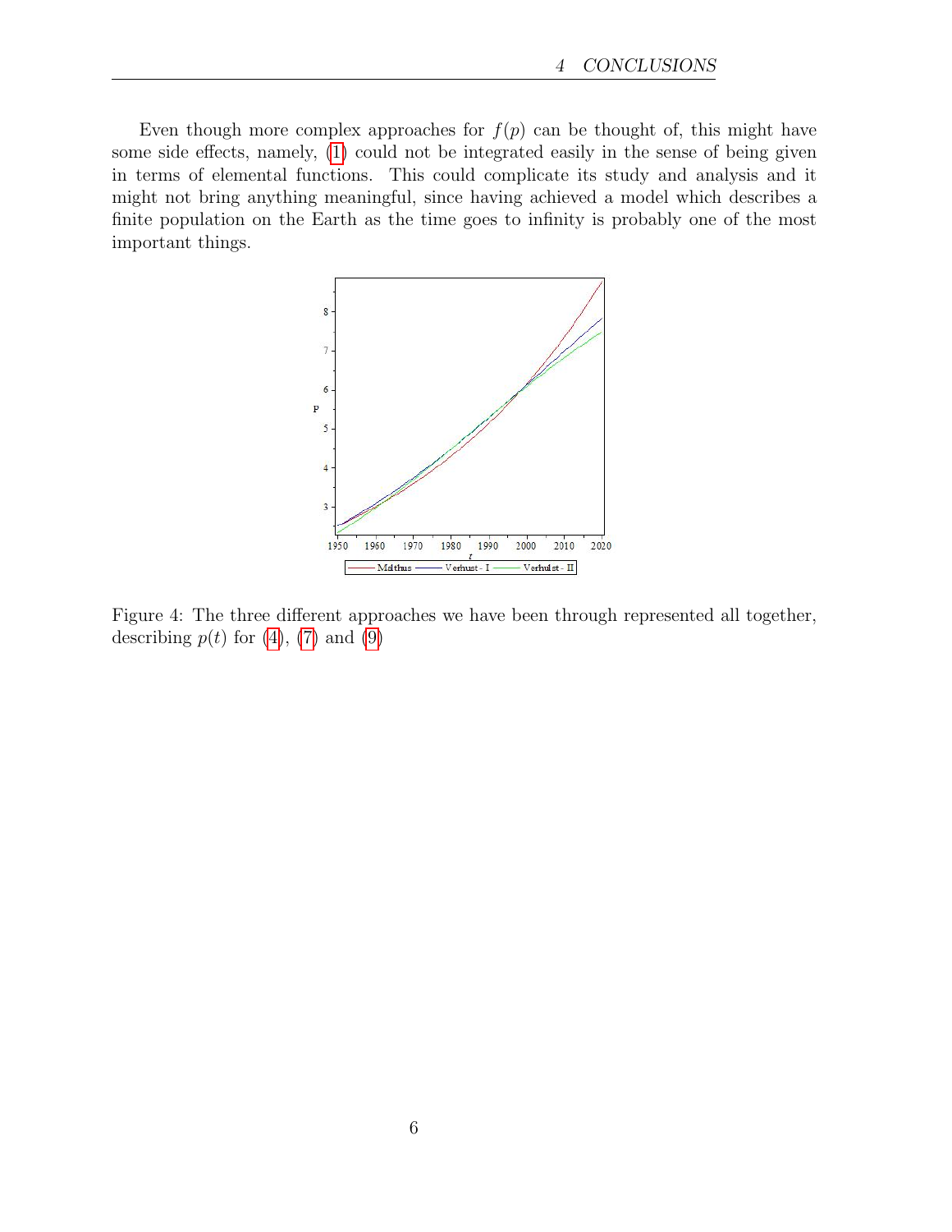Even though more complex approaches for $f(p)$ can be thought of, this might have some side effects, namely, (1) could not be integrated easily in the sense of being given in terms of elemental functions. This could complicate its study and analysis and it might not bring anything meaningful, since having achieved a model which describes a finite population on the Earth as the time goes to infinity is probably one of the most important things.

8
7
6
p
5
4
3
1950 1960 1970 1980 1990 2000 2010 2020
t
Malthus Verhust - I Verhulst - II

Figure 4: The three different approaches we have been through represented all together, describing $p(t)$ for (4), (7) and (9)